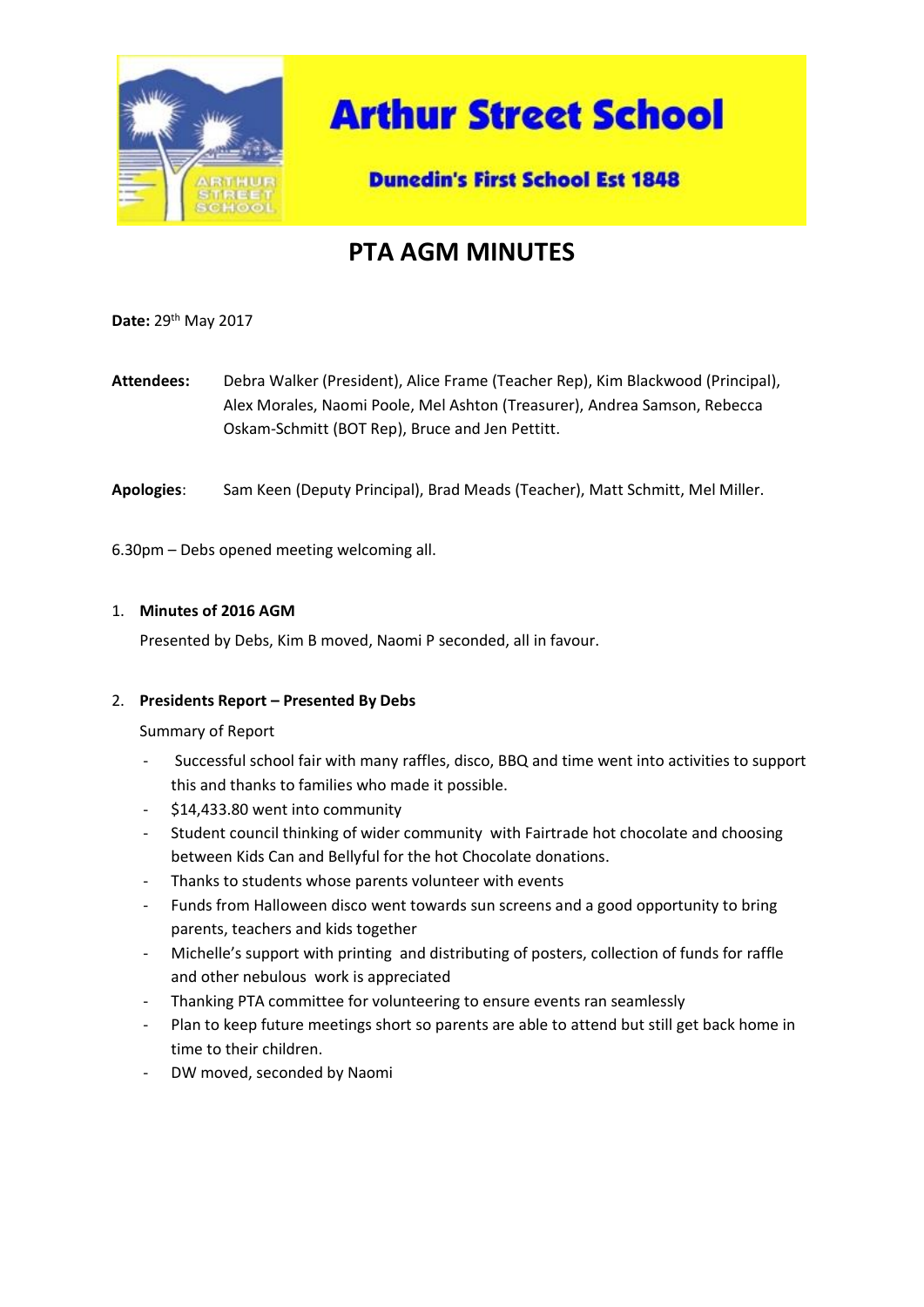# Arthur Street School

**Dunedin's First School Est 1848**

## PTA AGM MINUTES

**Date:** 29th May 2017

**Attendees:** Debra Walker (President), Alice Frame (Teacher Rep), Kim Blackwood (Principal), Alex Morales, Naomi Poole, Mel Ashton (Treasurer), Andrea Samson, Rebecca Oskam-Schmitt (BOT Rep), Bruce and Jen Pettitt.

**Apologies**: Sam Keen (Deputy Principal), Brad Meads (Teacher), Matt Schmitt, Mel Miller.

6.30pm – Debs opened meeting welcoming all.

1. **Minutes of 2016 AGM**

   Presented by Debs, Kim B moved, Naomi P seconded, all in favour.

2. **Presidents Report – Presented By Debs**

   Summary of Report

   - Successful school fair with many raffles, disco, BBQ and time went into activities to support this and thanks to families who made it possible.
   - $14,433.80 went into community
   - Student council thinking of wider community with Fairtrade hot chocolate and choosing between Kids Can and Bellyful for the hot Chocolate donations.
   - Thanks to students whose parents volunteer with events
   - Funds from Halloween disco went towards sun screens and a good opportunity to bring parents, teachers and kids together
   - Michelle's support with printing and distributing of posters, collection of funds for raffle and other nebulous work is appreciated
   - Thanking PTA committee for volunteering to ensure events ran seamlessly
   - Plan to keep future meetings short so parents are able to attend but still get back home in time to their children.
   - DW moved, seconded by Naomi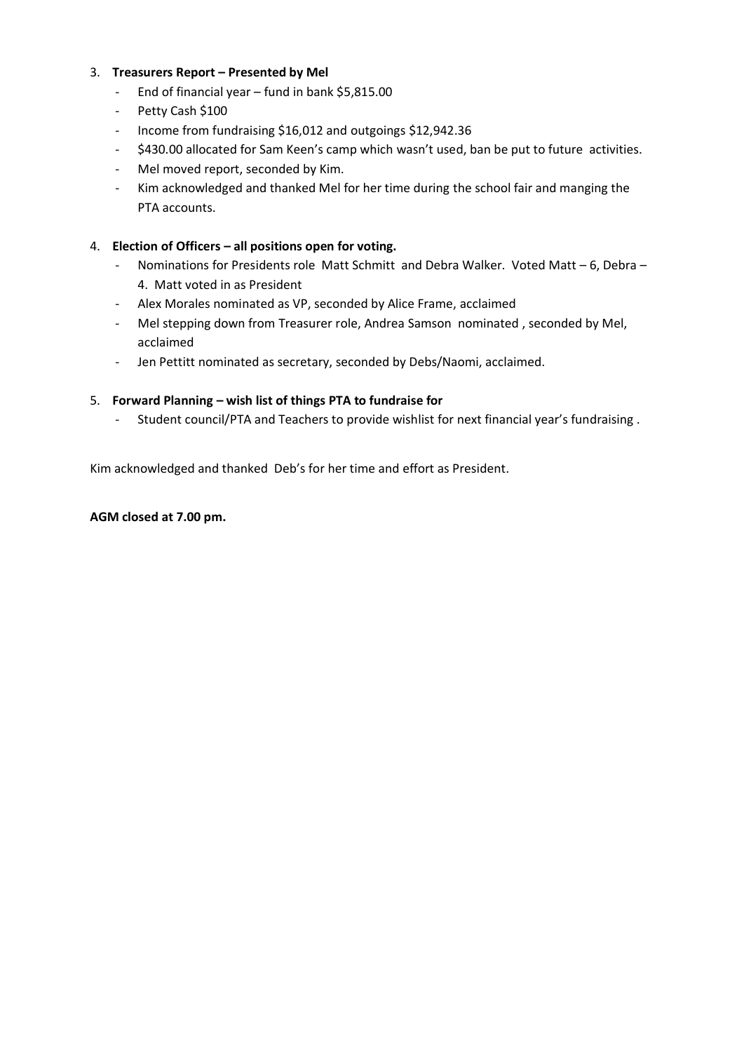3. **Treasurers Report – Presented by Mel**
   - End of financial year – fund in bank $5,815.00
   - Petty Cash $100
   - Income from fundraising $16,012 and outgoings $12,942.36
   - $430.00 allocated for Sam Keen's camp which wasn't used, ban be put to future activities.
   - Mel moved report, seconded by Kim.
   - Kim acknowledged and thanked Mel for her time during the school fair and manging the PTA accounts.

4. **Election of Officers – all positions open for voting.**
   - Nominations for Presidents role Matt Schmitt and Debra Walker. Voted Matt – 6, Debra – 4. Matt voted in as President
   - Alex Morales nominated as VP, seconded by Alice Frame, acclaimed
   - Mel stepping down from Treasurer role, Andrea Samson nominated , seconded by Mel, acclaimed
   - Jen Pettitt nominated as secretary, seconded by Debs/Naomi, acclaimed.

5. **Forward Planning – wish list of things PTA to fundraise for**
   - Student council/PTA and Teachers to provide wishlist for next financial year's fundraising .

Kim acknowledged and thanked Deb's for her time and effort as President.

**AGM closed at 7.00 pm.**